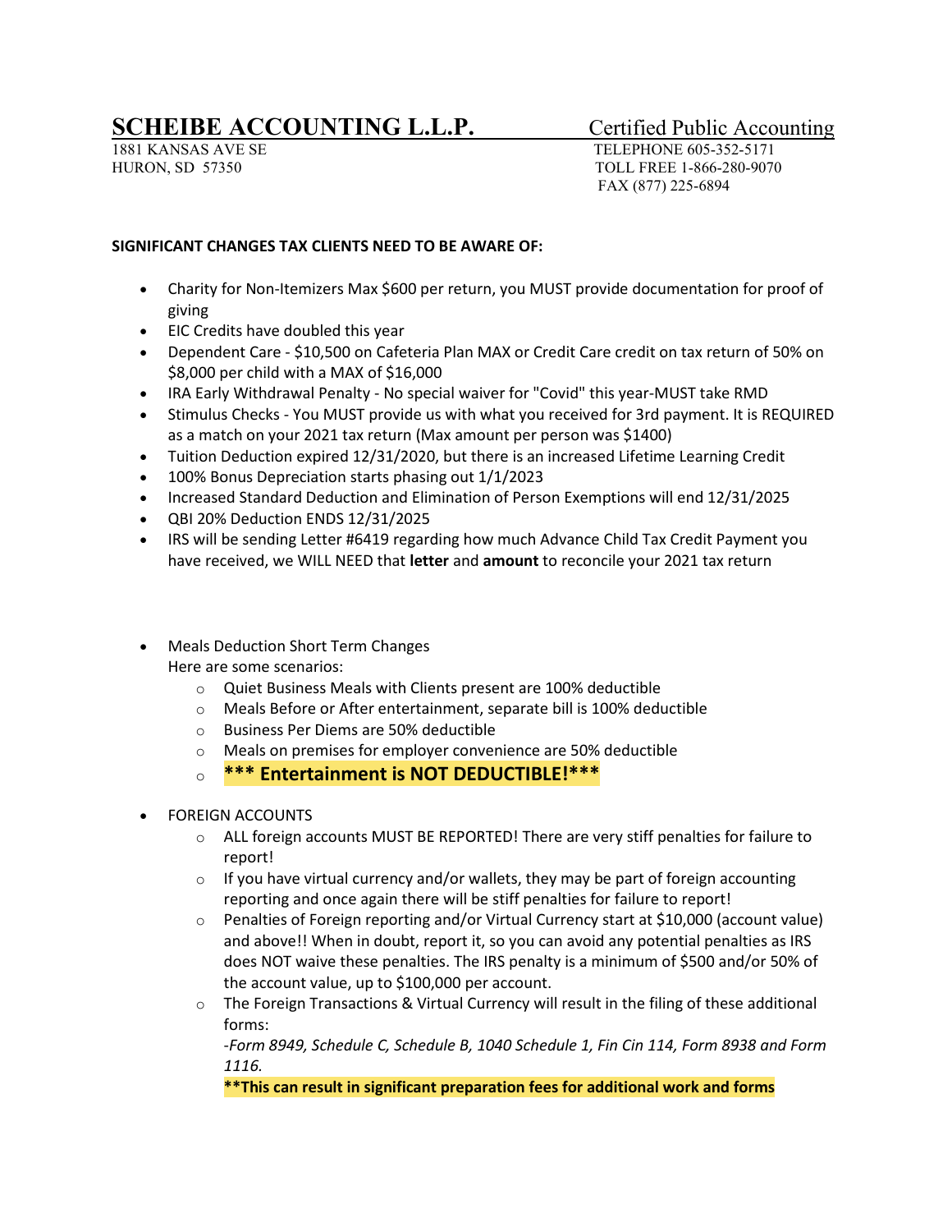# SCHEIBE ACCOUNTING L.L.P.

Certified Public Accounting

1881 KANSAS AVE SE
HURON, SD 57350

TELEPHONE 605-352-5171
TOLL FREE 1-866-280-9070
FAX (877) 225-6894

**SIGNIFICANT CHANGES TAX CLIENTS NEED TO BE AWARE OF:**

- Charity for Non-Itemizers Max $600 per return, you MUST provide documentation for proof of giving
- EIC Credits have doubled this year
- Dependent Care - $10,500 on Cafeteria Plan MAX or Credit Care credit on tax return of 50% on $8,000 per child with a MAX of $16,000
- IRA Early Withdrawal Penalty - No special waiver for "Covid" this year-MUST take RMD
- Stimulus Checks - You MUST provide us with what you received for 3rd payment. It is REQUIRED as a match on your 2021 tax return (Max amount per person was $1400)
- Tuition Deduction expired 12/31/2020, but there is an increased Lifetime Learning Credit
- 100% Bonus Depreciation starts phasing out 1/1/2023
- Increased Standard Deduction and Elimination of Person Exemptions will end 12/31/2025
- QBI 20% Deduction ENDS 12/31/2025
- IRS will be sending Letter #6419 regarding how much Advance Child Tax Credit Payment you have received, we WILL NEED that **letter** and **amount** to reconcile your 2021 tax return

- Meals Deduction Short Term Changes
  Here are some scenarios:
  - Quiet Business Meals with Clients present are 100% deductible
  - Meals Before or After entertainment, separate bill is 100% deductible
  - Business Per Diems are 50% deductible
  - Meals on premises for employer convenience are 50% deductible
  - **\*\*\* Entertainment is NOT DEDUCTIBLE!\*\*\***

- FOREIGN ACCOUNTS
  - ALL foreign accounts MUST BE REPORTED! There are very stiff penalties for failure to report!
  - If you have virtual currency and/or wallets, they may be part of foreign accounting reporting and once again there will be stiff penalties for failure to report!
  - Penalties of Foreign reporting and/or Virtual Currency start at $10,000 (account value) and above!! When in doubt, report it, so you can avoid any potential penalties as IRS does NOT waive these penalties. The IRS penalty is a minimum of $500 and/or 50% of the account value, up to $100,000 per account.
  - The Foreign Transactions & Virtual Currency will result in the filing of these additional forms:
    *-Form 8949, Schedule C, Schedule B, 1040 Schedule 1, Fin Cin 114, Form 8938 and Form 1116.*
    **\*\*This can result in significant preparation fees for additional work and forms**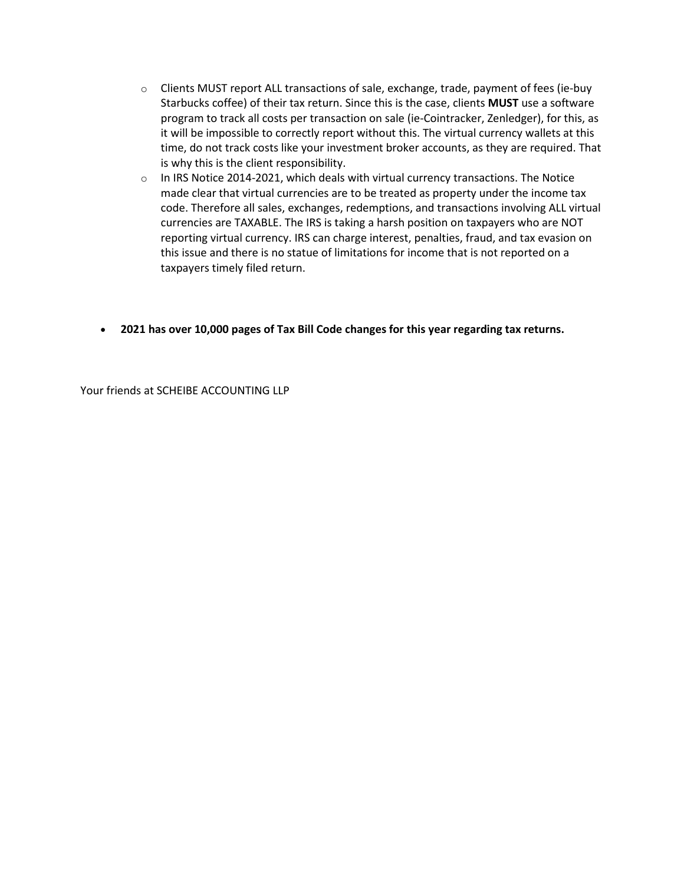- Clients MUST report ALL transactions of sale, exchange, trade, payment of fees (ie-buy Starbucks coffee) of their tax return. Since this is the case, clients **MUST** use a software program to track all costs per transaction on sale (ie-Cointracker, Zenledger), for this, as it will be impossible to correctly report without this. The virtual currency wallets at this time, do not track costs like your investment broker accounts, as they are required. That is why this is the client responsibility.
- In IRS Notice 2014-2021, which deals with virtual currency transactions. The Notice made clear that virtual currencies are to be treated as property under the income tax code. Therefore all sales, exchanges, redemptions, and transactions involving ALL virtual currencies are TAXABLE. The IRS is taking a harsh position on taxpayers who are NOT reporting virtual currency. IRS can charge interest, penalties, fraud, and tax evasion on this issue and there is no statue of limitations for income that is not reported on a taxpayers timely filed return.

- **2021 has over 10,000 pages of Tax Bill Code changes for this year regarding tax returns.**

Your friends at SCHEIBE ACCOUNTING LLP